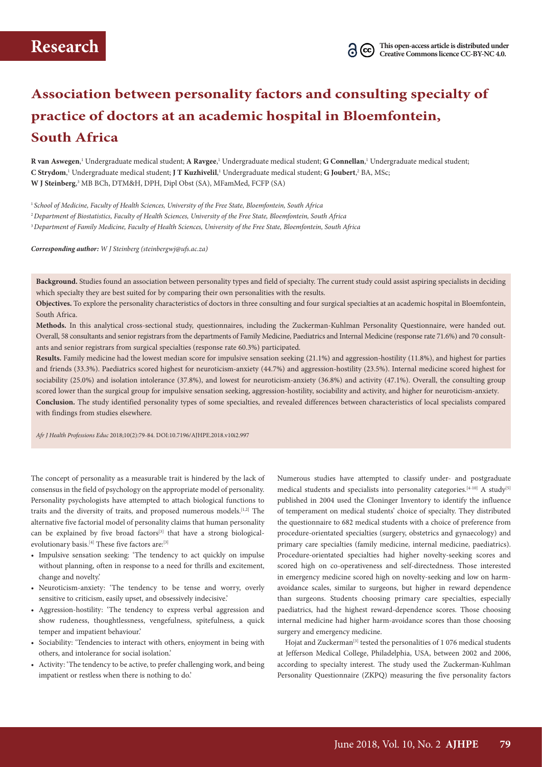# Association between personality factors and consulting specialty of practice of doctors at an academic hospital in Bloemfontein, South Africa

**R van Aswegen**,[1] Undergraduate medical student; **A Ravgee**,[1] Undergraduate medical student; **G Connellan**,[1] Undergraduate medical student; **C Strydom**,[1] Undergraduate medical student; **J T Kuzhivelil**,[1] Undergraduate medical student; **G Joubert**,[2] BA, MSc; **W J Steinberg**,[3] MB BCh, DTM&H, DPH, Dipl Obst (SA), MFamMed, FCFP (SA)

[1] *School of Medicine, Faculty of Health Sciences, University of the Free State, Bloemfontein, South Africa*

[2] *Department of Biostatistics, Faculty of Health Sciences, University of the Free State, Bloemfontein, South Africa*

[3] *Department of Family Medicine, Faculty of Health Sciences, University of the Free State, Bloemfontein, South Africa*

***Corresponding author:*** *W J Steinberg (steinbergwj@ufs.ac.za)*

**Background.** Studies found an association between personality types and field of specialty. The current study could assist aspiring specialists in deciding which specialty they are best suited for by comparing their own personalities with the results.

**Objectives.** To explore the personality characteristics of doctors in three consulting and four surgical specialties at an academic hospital in Bloemfontein, South Africa.

**Methods.** In this analytical cross-sectional study, questionnaires, including the Zuckerman-Kuhlman Personality Questionnaire, were handed out. Overall, 58 consultants and senior registrars from the departments of Family Medicine, Paediatrics and Internal Medicine (response rate 71.6%) and 70 consultants and senior registrars from surgical specialties (response rate 60.3%) participated.

**Results.** Family medicine had the lowest median score for impulsive sensation seeking (21.1%) and aggression-hostility (11.8%), and highest for parties and friends (33.3%). Paediatrics scored highest for neuroticism-anxiety (44.7%) and aggression-hostility (23.5%). Internal medicine scored highest for sociability (25.0%) and isolation intolerance (37.8%), and lowest for neuroticism-anxiety (36.8%) and activity (47.1%). Overall, the consulting group scored lower than the surgical group for impulsive sensation seeking, aggression-hostility, sociability and activity, and higher for neuroticism-anxiety.

**Conclusion.** The study identified personality types of some specialties, and revealed differences between characteristics of local specialists compared with findings from studies elsewhere.

*Afr J Health Professions Educ* 2018;10(2):79-84. DOI:10.7196/AJHPE.2018.v10i2.997

The concept of personality as a measurable trait is hindered by the lack of consensus in the field of psychology on the appropriate model of personality. Personality psychologists have attempted to attach biological functions to traits and the diversity of traits, and proposed numerous models.[1,2] The alternative five factorial model of personality claims that human personality can be explained by five broad factors[3] that have a strong biological-evolutionary basis.[4] These five factors are:[3]

- Impulsive sensation seeking: 'The tendency to act quickly on impulse without planning, often in response to a need for thrills and excitement, change and novelty.'
- Neuroticism-anxiety: 'The tendency to be tense and worry, overly sensitive to criticism, easily upset, and obsessively indecisive.'
- Aggression-hostility: 'The tendency to express verbal aggression and show rudeness, thoughtlessness, vengefulness, spitefulness, a quick temper and impatient behaviour.'
- Sociability: 'Tendencies to interact with others, enjoyment in being with others, and intolerance for social isolation.'
- Activity: 'The tendency to be active, to prefer challenging work, and being impatient or restless when there is nothing to do.'

Numerous studies have attempted to classify under- and postgraduate medical students and specialists into personality categories.[4-10] A study[5] published in 2004 used the Cloninger Inventory to identify the influence of temperament on medical students' choice of specialty. They distributed the questionnaire to 682 medical students with a choice of preference from procedure-orientated specialties (surgery, obstetrics and gynaecology) and primary care specialties (family medicine, internal medicine, paediatrics). Procedure-orientated specialties had higher novelty-seeking scores and scored high on co-operativeness and self-directedness. Those interested in emergency medicine scored high on novelty-seeking and low on harm-avoidance scales, similar to surgeons, but higher in reward dependence than surgeons. Students choosing primary care specialties, especially paediatrics, had the highest reward-dependence scores. Those choosing internal medicine had higher harm-avoidance scores than those choosing surgery and emergency medicine.

Hojat and Zuckerman[3] tested the personalities of 1 076 medical students at Jefferson Medical College, Philadelphia, USA, between 2002 and 2006, according to specialty interest. The study used the Zuckerman-Kuhlman Personality Questionnaire (ZKPQ) measuring the five personality factors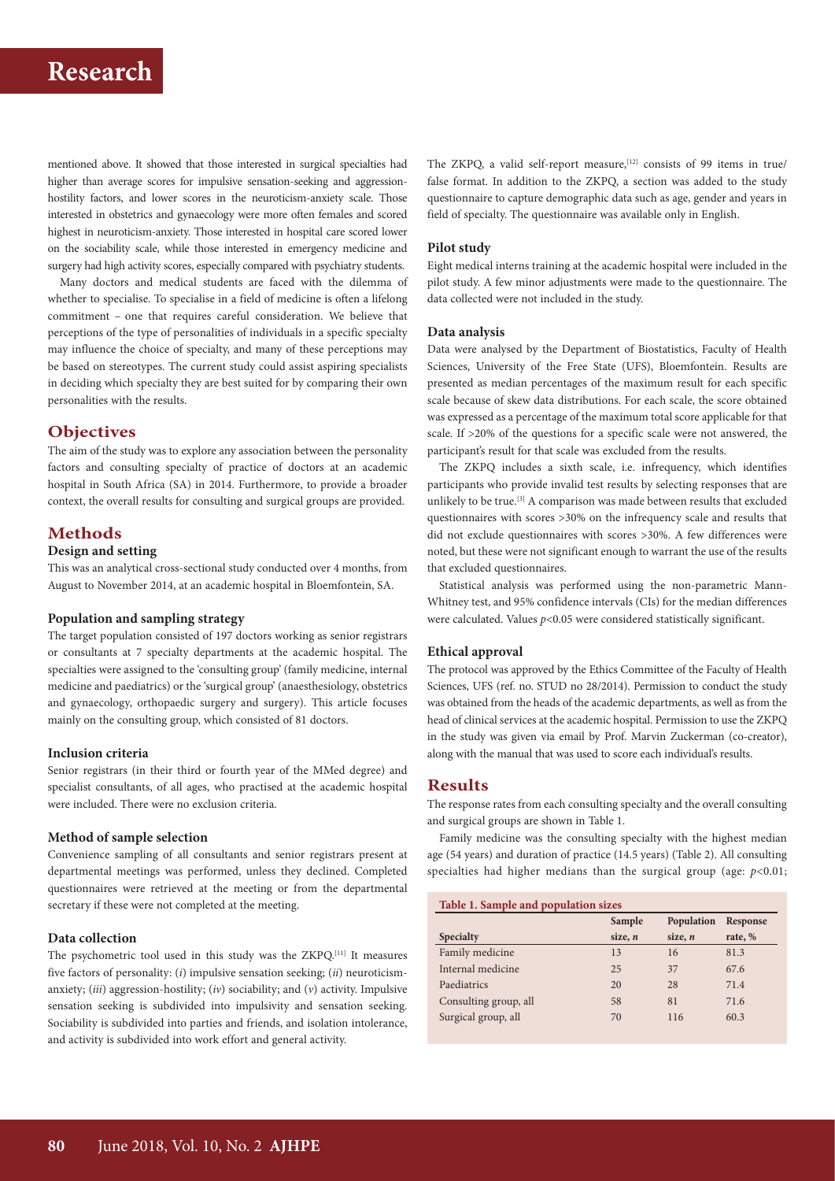mentioned above. It showed that those interested in surgical specialties had higher than average scores for impulsive sensation-seeking and aggression-hostility factors, and lower scores in the neuroticism-anxiety scale. Those interested in obstetrics and gynaecology were more often females and scored highest in neuroticism-anxiety. Those interested in hospital care scored lower on the sociability scale, while those interested in emergency medicine and surgery had high activity scores, especially compared with psychiatry students.

Many doctors and medical students are faced with the dilemma of whether to specialise. To specialise in a field of medicine is often a lifelong commitment – one that requires careful consideration. We believe that perceptions of the type of personalities of individuals in a specific specialty may influence the choice of specialty, and many of these perceptions may be based on stereotypes. The current study could assist aspiring specialists in deciding which specialty they are best suited for by comparing their own personalities with the results.

## Objectives

The aim of the study was to explore any association between the personality factors and consulting specialty of practice of doctors at an academic hospital in South Africa (SA) in 2014. Furthermore, to provide a broader context, the overall results for consulting and surgical groups are provided.

## Methods

### Design and setting

This was an analytical cross-sectional study conducted over 4 months, from August to November 2014, at an academic hospital in Bloemfontein, SA.

### Population and sampling strategy

The target population consisted of 197 doctors working as senior registrars or consultants at 7 specialty departments at the academic hospital. The specialties were assigned to the 'consulting group' (family medicine, internal medicine and paediatrics) or the 'surgical group' (anaesthesiology, obstetrics and gynaecology, orthopaedic surgery and surgery). This article focuses mainly on the consulting group, which consisted of 81 doctors.

### Inclusion criteria

Senior registrars (in their third or fourth year of the MMed degree) and specialist consultants, of all ages, who practised at the academic hospital were included. There were no exclusion criteria.

### Method of sample selection

Convenience sampling of all consultants and senior registrars present at departmental meetings was performed, unless they declined. Completed questionnaires were retrieved at the meeting or from the departmental secretary if these were not completed at the meeting.

### Data collection

The psychometric tool used in this study was the ZKPQ.[11] It measures five factors of personality: (*i*) impulsive sensation seeking; (*ii*) neuroticism-anxiety; (*iii*) aggression-hostility; (*iv*) sociability; and (*v*) activity. Impulsive sensation seeking is subdivided into impulsivity and sensation seeking. Sociability is subdivided into parties and friends, and isolation intolerance, and activity is subdivided into work effort and general activity.

The ZKPQ, a valid self-report measure,[12] consists of 99 items in true/false format. In addition to the ZKPQ, a section was added to the study questionnaire to capture demographic data such as age, gender and years in field of specialty. The questionnaire was available only in English.

### Pilot study

Eight medical interns training at the academic hospital were included in the pilot study. A few minor adjustments were made to the questionnaire. The data collected were not included in the study.

### Data analysis

Data were analysed by the Department of Biostatistics, Faculty of Health Sciences, University of the Free State (UFS), Bloemfontein. Results are presented as median percentages of the maximum result for each specific scale because of skew data distributions. For each scale, the score obtained was expressed as a percentage of the maximum total score applicable for that scale. If >20% of the questions for a specific scale were not answered, the participant's result for that scale was excluded from the results.

The ZKPQ includes a sixth scale, i.e. infrequency, which identifies participants who provide invalid test results by selecting responses that are unlikely to be true.[3] A comparison was made between results that excluded questionnaires with scores >30% on the infrequency scale and results that did not exclude questionnaires with scores >30%. A few differences were noted, but these were not significant enough to warrant the use of the results that excluded questionnaires.

Statistical analysis was performed using the non-parametric Mann-Whitney test, and 95% confidence intervals (CIs) for the median differences were calculated. Values $p<0.05$ were considered statistically significant.

### Ethical approval

The protocol was approved by the Ethics Committee of the Faculty of Health Sciences, UFS (ref. no. STUD no 28/2014). Permission to conduct the study was obtained from the heads of the academic departments, as well as from the head of clinical services at the academic hospital. Permission to use the ZKPQ in the study was given via email by Prof. Marvin Zuckerman (co-creator), along with the manual that was used to score each individual's results.

## Results

The response rates from each consulting specialty and the overall consulting and surgical groups are shown in Table 1.

Family medicine was the consulting specialty with the highest median age (54 years) and duration of practice (14.5 years) (Table 2). All consulting specialties had higher medians than the surgical group (age: $p<0.01$;

**Table 1. Sample and population sizes**

| Specialty | Sample size, *n* | Population size, *n* | Response rate, % |
|---|---|---|---|
| Family medicine | 13 | 16 | 81.3 |
| Internal medicine | 25 | 37 | 67.6 |
| Paediatrics | 20 | 28 | 71.4 |
| Consulting group, all | 58 | 81 | 71.6 |
| Surgical group, all | 70 | 116 | 60.3 |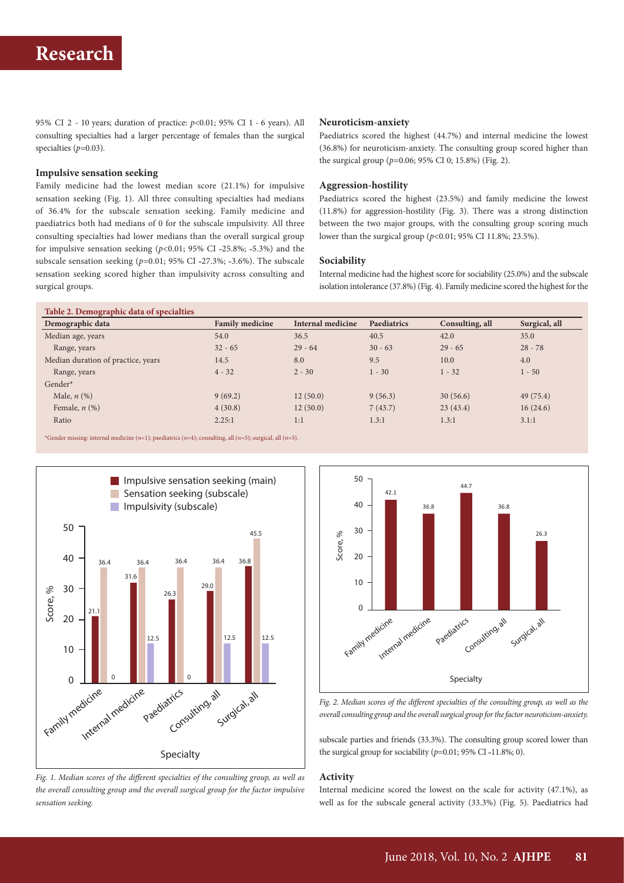95% CI 2 - 10 years; duration of practice: $p<0.01$; 95% CI 1 - 6 years). All consulting specialties had a larger percentage of females than the surgical specialties ($p=0.03$).

### Impulsive sensation seeking

Family medicine had the lowest median score (21.1%) for impulsive sensation seeking (Fig. 1). All three consulting specialties had medians of 36.4% for the subscale sensation seeking. Family medicine and paediatrics both had medians of 0 for the subscale impulsivity. All three consulting specialties had lower medians than the overall surgical group for impulsive sensation seeking ($p<0.01$; 95% CI -25.8%; -5.3%) and the subscale sensation seeking ($p=0.01$; 95% CI -27.3%; -3.6%). The subscale sensation seeking scored higher than impulsivity across consulting and surgical groups.

### Neuroticism-anxiety

Paediatrics scored the highest (44.7%) and internal medicine the lowest (36.8%) for neuroticism-anxiety. The consulting group scored higher than the surgical group ($p=0.06$; 95% CI 0; 15.8%) (Fig. 2).

### Aggression-hostility

Paediatrics scored the highest (23.5%) and family medicine the lowest (11.8%) for aggression-hostility (Fig. 3). There was a strong distinction between the two major groups, with the consulting group scoring much lower than the surgical group ($p<0.01$; 95% CI 11.8%; 23.5%).

### Sociability

Internal medicine had the highest score for sociability (25.0%) and the subscale isolation intolerance (37.8%) (Fig. 4). Family medicine scored the highest for the subscale parties and friends (33.3%). The consulting group scored lower than the surgical group for sociability ($p=0.01$; 95% CI -11.8%; 0).

### Activity

Internal medicine scored the lowest on the scale for activity (47.1%), as well as for the subscale general activity (33.3%) (Fig. 5). Paediatrics had

**Table 2. Demographic data of specialties**

| Demographic data | Family medicine | Internal medicine | Paediatrics | Consulting, all | Surgical, all |
|---|---|---|---|---|---|
| Median age, years | 54.0 | 36.5 | 40.5 | 42.0 | 35.0 |
| Range, years | 32 - 65 | 29 - 64 | 30 - 63 | 29 - 65 | 28 - 78 |
| Median duration of practice, years | 14.5 | 8.0 | 9.5 | 10.0 | 4.0 |
| Range, years | 4 - 32 | 2 - 30 | 1 - 30 | 1 - 32 | 1 - 50 |
| Gender* | | | | | |
| Male, *n* (%) | 9 (69.2) | 12 (50.0) | 9 (56.3) | 30 (56.6) | 49 (75.4) |
| Female, *n* (%) | 4 (30.8) | 12 (50.0) | 7 (43.7) | 23 (43.4) | 16 (24.6) |
| Ratio | 2.25:1 | 1:1 | 1.3:1 | 1.3:1 | 3.1:1 |

*Gender missing: internal medicine ($n$=1); paediatrics ($n$=4); consulting, all ($n$=5); surgical, all ($n$=5).

*Fig. 1. Median scores of the different specialties of the consulting group, as well as the overall consulting group and the overall surgical group for the factor impulsive sensation seeking.*

*Fig. 2. Median scores of the different specialties of the consulting group, as well as the overall consulting group and the overall surgical group for the factor neuroticism-anxiety.*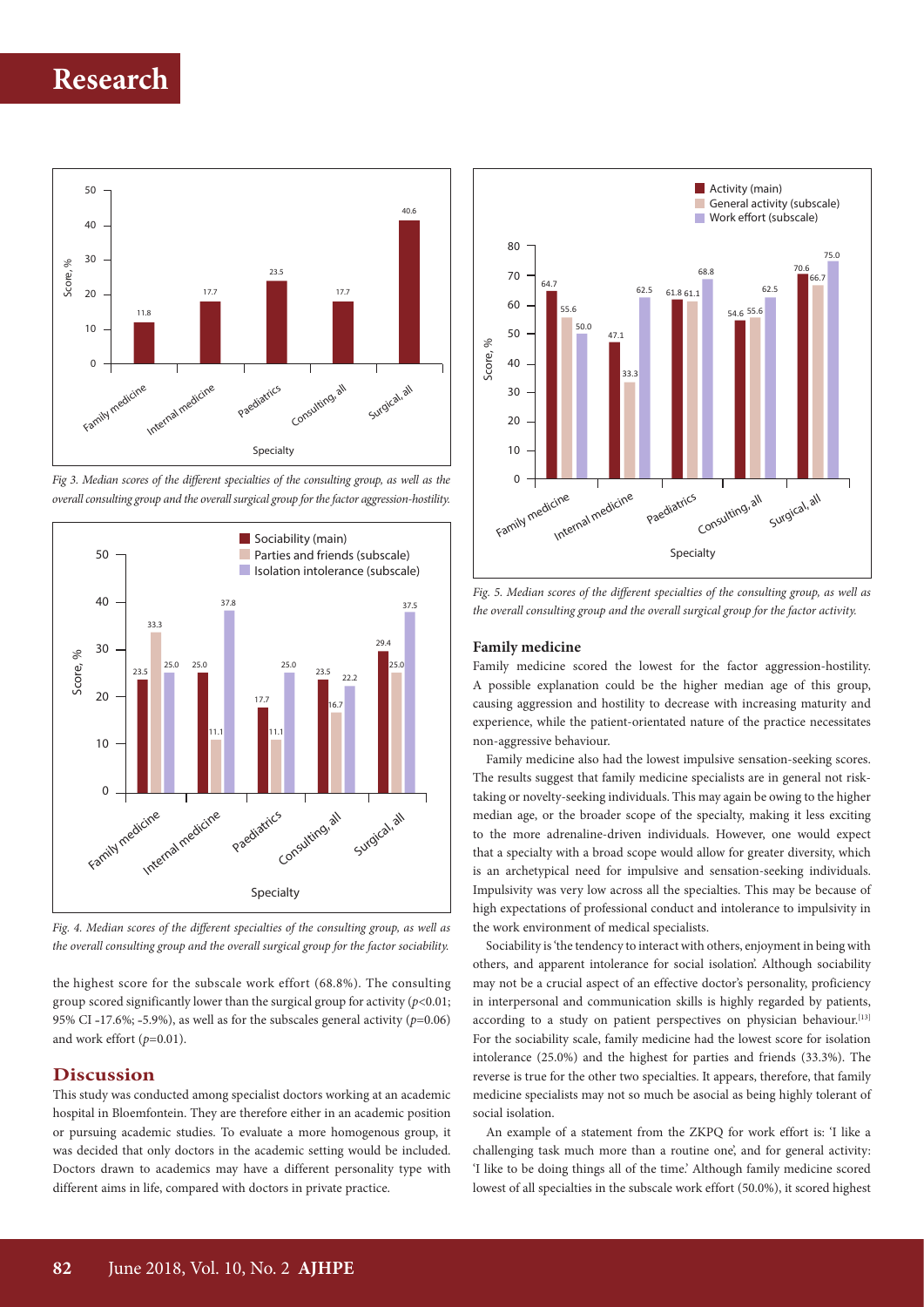Fig 3. Median scores of the different specialties of the consulting group, as well as the overall consulting group and the overall surgical group for the factor aggression-hostility.

Fig. 4. Median scores of the different specialties of the consulting group, as well as the overall consulting group and the overall surgical group for the factor sociability.

the highest score for the subscale work effort (68.8%). The consulting group scored significantly lower than the surgical group for activity ($p<0.01$; 95% CI -17.6%; -5.9%), as well as for the subscales general activity ($p=0.06$) and work effort ($p=0.01$).

## Discussion

This study was conducted among specialist doctors working at an academic hospital in Bloemfontein. They are therefore either in an academic position or pursuing academic studies. To evaluate a more homogenous group, it was decided that only doctors in the academic setting would be included. Doctors drawn to academics may have a different personality type with different aims in life, compared with doctors in private practice.

Fig. 5. Median scores of the different specialties of the consulting group, as well as the overall consulting group and the overall surgical group for the factor activity.

### Family medicine

Family medicine scored the lowest for the factor aggression-hostility. A possible explanation could be the higher median age of this group, causing aggression and hostility to decrease with increasing maturity and experience, while the patient-orientated nature of the practice necessitates non-aggressive behaviour.

Family medicine also had the lowest impulsive sensation-seeking scores. The results suggest that family medicine specialists are in general not risk-taking or novelty-seeking individuals. This may again be owing to the higher median age, or the broader scope of the specialty, making it less exciting to the more adrenaline-driven individuals. However, one would expect that a specialty with a broad scope would allow for greater diversity, which is an archetypical need for impulsive and sensation-seeking individuals. Impulsivity was very low across all the specialties. This may be because of high expectations of professional conduct and intolerance to impulsivity in the work environment of medical specialists.

Sociability is 'the tendency to interact with others, enjoyment in being with others, and apparent intolerance for social isolation'. Although sociability may not be a crucial aspect of an effective doctor's personality, proficiency in interpersonal and communication skills is highly regarded by patients, according to a study on patient perspectives on physician behaviour.[13] For the sociability scale, family medicine had the lowest score for isolation intolerance (25.0%) and the highest for parties and friends (33.3%). The reverse is true for the other two specialties. It appears, therefore, that family medicine specialists may not so much be asocial as being highly tolerant of social isolation.

An example of a statement from the ZKPQ for work effort is: 'I like a challenging task much more than a routine one', and for general activity: 'I like to be doing things all of the time.' Although family medicine scored lowest of all specialties in the subscale work effort (50.0%), it scored highest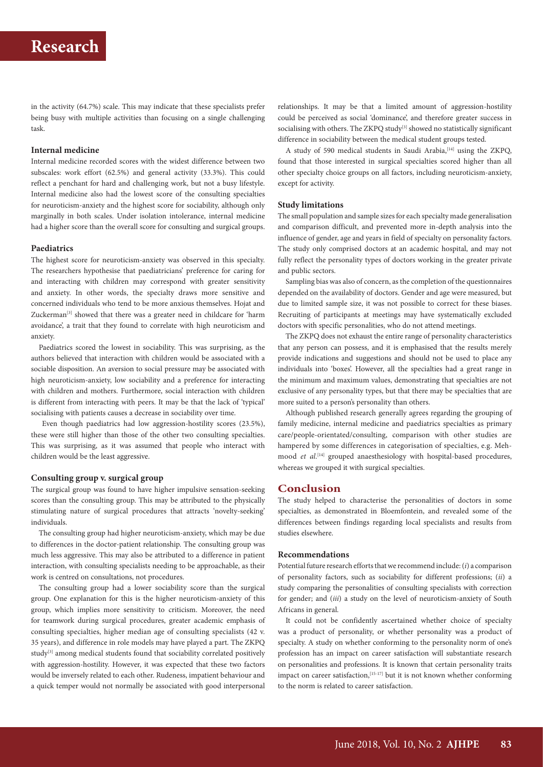in the activity (64.7%) scale. This may indicate that these specialists prefer being busy with multiple activities than focusing on a single challenging task.

### Internal medicine

Internal medicine recorded scores with the widest difference between two subscales: work effort (62.5%) and general activity (33.3%). This could reflect a penchant for hard and challenging work, but not a busy lifestyle. Internal medicine also had the lowest score of the consulting specialties for neuroticism-anxiety and the highest score for sociability, although only marginally in both scales. Under isolation intolerance, internal medicine had a higher score than the overall score for consulting and surgical groups.

### Paediatrics

The highest score for neuroticism-anxiety was observed in this specialty. The researchers hypothesise that paediatricians' preference for caring for and interacting with children may correspond with greater sensitivity and anxiety. In other words, the specialty draws more sensitive and concerned individuals who tend to be more anxious themselves. Hojat and Zuckerman[3] showed that there was a greater need in childcare for 'harm avoidance', a trait that they found to correlate with high neuroticism and anxiety.

Paediatrics scored the lowest in sociability. This was surprising, as the authors believed that interaction with children would be associated with a sociable disposition. An aversion to social pressure may be associated with high neuroticism-anxiety, low sociability and a preference for interacting with children and mothers. Furthermore, social interaction with children is different from interacting with peers. It may be that the lack of 'typical' socialising with patients causes a decrease in sociability over time.

Even though paediatrics had low aggression-hostility scores (23.5%), these were still higher than those of the other two consulting specialties. This was surprising, as it was assumed that people who interact with children would be the least aggressive.

### Consulting group v. surgical group

The surgical group was found to have higher impulsive sensation-seeking scores than the consulting group. This may be attributed to the physically stimulating nature of surgical procedures that attracts 'novelty-seeking' individuals.

The consulting group had higher neuroticism-anxiety, which may be due to differences in the doctor-patient relationship. The consulting group was much less aggressive. This may also be attributed to a difference in patient interaction, with consulting specialists needing to be approachable, as their work is centred on consultations, not procedures.

The consulting group had a lower sociability score than the surgical group. One explanation for this is the higher neuroticism-anxiety of this group, which implies more sensitivity to criticism. Moreover, the need for teamwork during surgical procedures, greater academic emphasis of consulting specialties, higher median age of consulting specialists (42 v. 35 years), and difference in role models may have played a part. The ZKPQ study[3] among medical students found that sociability correlated positively with aggression-hostility. However, it was expected that these two factors would be inversely related to each other. Rudeness, impatient behaviour and a quick temper would not normally be associated with good interpersonal relationships. It may be that a limited amount of aggression-hostility could be perceived as social 'dominance', and therefore greater success in socialising with others. The ZKPQ study[3] showed no statistically significant difference in sociability between the medical student groups tested.

A study of 590 medical students in Saudi Arabia,[14] using the ZKPQ, found that those interested in surgical specialties scored higher than all other specialty choice groups on all factors, including neuroticism-anxiety, except for activity.

### Study limitations

The small population and sample sizes for each specialty made generalisation and comparison difficult, and prevented more in-depth analysis into the influence of gender, age and years in field of specialty on personality factors. The study only comprised doctors at an academic hospital, and may not fully reflect the personality types of doctors working in the greater private and public sectors.

Sampling bias was also of concern, as the completion of the questionnaires depended on the availability of doctors. Gender and age were measured, but due to limited sample size, it was not possible to correct for these biases. Recruiting of participants at meetings may have systematically excluded doctors with specific personalities, who do not attend meetings.

The ZKPQ does not exhaust the entire range of personality characteristics that any person can possess, and it is emphasised that the results merely provide indications and suggestions and should not be used to place any individuals into 'boxes'. However, all the specialties had a great range in the minimum and maximum values, demonstrating that specialties are not exclusive of any personality types, but that there may be specialties that are more suited to a person's personality than others.

Although published research generally agrees regarding the grouping of family medicine, internal medicine and paediatrics specialties as primary care/people-orientated/consulting, comparison with other studies are hampered by some differences in categorisation of specialties, e.g. Mehmood *et al*.[14] grouped anaesthesiology with hospital-based procedures, whereas we grouped it with surgical specialties.

## Conclusion

The study helped to characterise the personalities of doctors in some specialties, as demonstrated in Bloemfontein, and revealed some of the differences between findings regarding local specialists and results from studies elsewhere.

### Recommendations

Potential future research efforts that we recommend include: (*i*) a comparison of personality factors, such as sociability for different professions; (*ii*) a study comparing the personalities of consulting specialists with correction for gender; and (*iii*) a study on the level of neuroticism-anxiety of South Africans in general.

It could not be confidently ascertained whether choice of specialty was a product of personality, or whether personality was a product of specialty. A study on whether conforming to the personality norm of one's profession has an impact on career satisfaction will substantiate research on personalities and professions. It is known that certain personality traits impact on career satisfaction,[15-17] but it is not known whether conforming to the norm is related to career satisfaction.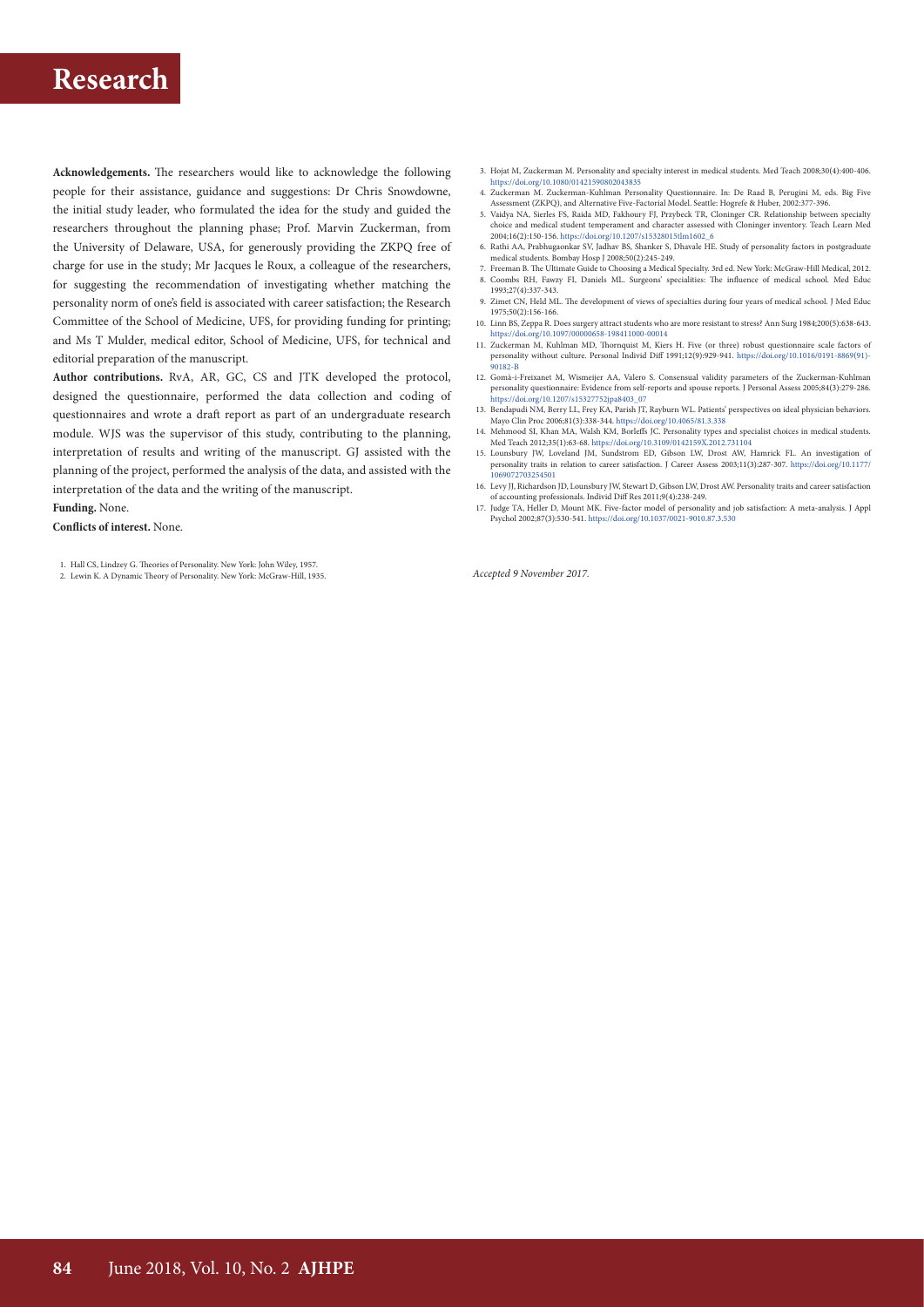**Acknowledgements.** The researchers would like to acknowledge the following people for their assistance, guidance and suggestions: Dr Chris Snowdowne, the initial study leader, who formulated the idea for the study and guided the researchers throughout the planning phase; Prof. Marvin Zuckerman, from the University of Delaware, USA, for generously providing the ZKPQ free of charge for use in the study; Mr Jacques le Roux, a colleague of the researchers, for suggesting the recommendation of investigating whether matching the personality norm of one's field is associated with career satisfaction; the Research Committee of the School of Medicine, UFS, for providing funding for printing; and Ms T Mulder, medical editor, School of Medicine, UFS, for technical and editorial preparation of the manuscript.

**Author contributions.** RvA, AR, GC, CS and JTK developed the protocol, designed the questionnaire, performed the data collection and coding of questionnaires and wrote a draft report as part of an undergraduate research module. WJS was the supervisor of this study, contributing to the planning, interpretation of results and writing of the manuscript. GJ assisted with the planning of the project, performed the analysis of the data, and assisted with the interpretation of the data and the writing of the manuscript.

**Funding.** None.

**Conflicts of interest.** None.

1. Hall CS, Lindzey G. Theories of Personality. New York: John Wiley, 1957.
2. Lewin K. A Dynamic Theory of Personality. New York: McGraw-Hill, 1935.
3. Hojat M, Zuckerman M. Personality and specialty interest in medical students. Med Teach 2008;30(4):400-406. https://doi.org/10.1080/01421590802043835
4. Zuckerman M. Zuckerman-Kuhlman Personality Questionnaire. In: De Raad B, Perugini M, eds. Big Five Assessment (ZKPQ), and Alternative Five-Factorial Model. Seattle: Hogrefe & Huber, 2002:377-396.
5. Vaidya NA, Sierles FS, Raida MD, Fakhoury FJ, Przybeck TR, Cloninger CR. Relationship between specialty choice and medical student temperament and character assessed with Cloninger inventory. Teach Learn Med 2004;16(2):150-156. https://doi.org/10.1207/s15328015tlm1602_6
6. Rathi AA, Prabhugaonkar SV, Jadhav BS, Shanker S, Dhavale HE. Study of personality factors in postgraduate medical students. Bombay Hosp J 2008;50(2):245-249.
7. Freeman B. The Ultimate Guide to Choosing a Medical Specialty. 3rd ed. New York: McGraw-Hill Medical, 2012.
8. Coombs RH, Fawzy FI, Daniels ML. Surgeons' specialities: The influence of medical school. Med Educ 1993;27(4):337-343.
9. Zimet CN, Held ML. The development of views of specialties during four years of medical school. J Med Educ 1975;50(2):156-166.
10. Linn BS, Zeppa R. Does surgery attract students who are more resistant to stress? Ann Surg 1984;200(5):638-643. https://doi.org/10.1097/00000658-198411000-00014
11. Zuckerman M, Kuhlman MD, Thornquist M, Kiers H. Five (or three) robust questionnaire scale factors of personality without culture. Personal Individ Diff 1991;12(9):929-941. https://doi.org/10.1016/0191-8869(91)-90182-B
12. Gomà-i-Freixanet M, Wismeijer AA, Valero S. Consensual validity parameters of the Zuckerman-Kuhlman personality questionnaire: Evidence from self-reports and spouse reports. J Personal Assess 2005;84(3):279-286. https://doi.org/10.1207/s15327752jpa8403_07
13. Bendapudi NM, Berry LL, Frey KA, Parish JT, Rayburn WL. Patients' perspectives on ideal physician behaviors. Mayo Clin Proc 2006;81(3):338-344. https://doi.org/10.4065/81.3.338
14. Mehmood SI, Khan MA, Walsh KM, Borleffs JC. Personality types and specialist choices in medical students. Med Teach 2012;35(1):63-68. https://doi.org/10.3109/0142159X.2012.731104
15. Lounsbury JW, Loveland JM, Sundstrom ED, Gibson LW, Drost AW, Hamrick FL. An investigation of personality traits in relation to career satisfaction. J Career Assess 2003;11(3):287-307. https://doi.org/10.1177/1069072703254501
16. Levy JJ, Richardson JD, Lounsbury JW, Stewart D, Gibson LW, Drost AW. Personality traits and career satisfaction of accounting professionals. Individ Diff Res 2011;9(4):238-249.
17. Judge TA, Heller D, Mount MK. Five-factor model of personality and job satisfaction: A meta-analysis. J Appl Psychol 2002;87(3):530-541. https://doi.org/10.1037/0021-9010.87.3.530

*Accepted 9 November 2017.*